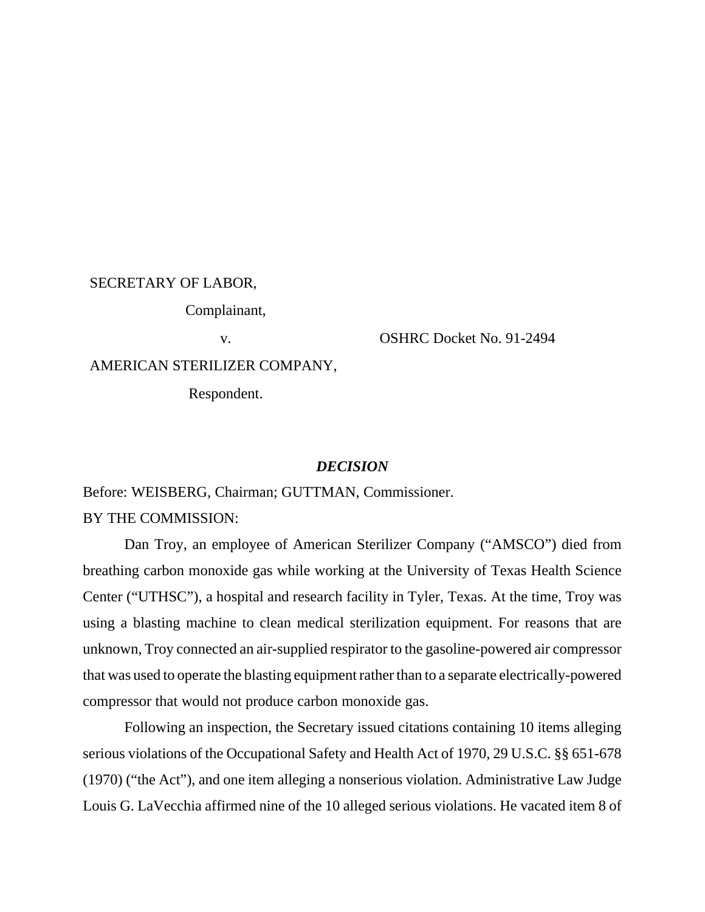SECRETARY OF LABOR,

Complainant,

v.

OSHRC Docket No. 91-2494

AMERICAN STERILIZER COMPANY,

Respondent.

## *DECISION*

Before: WEISBERG, Chairman; GUTTMAN, Commissioner.

BY THE COMMISSION:

Dan Troy, an employee of American Sterilizer Company ("AMSCO") died from breathing carbon monoxide gas while working at the University of Texas Health Science Center ("UTHSC"), a hospital and research facility in Tyler, Texas. At the time, Troy was using a blasting machine to clean medical sterilization equipment. For reasons that are unknown, Troy connected an air-supplied respirator to the gasoline-powered air compressor that was used to operate the blasting equipment rather than to a separate electrically-powered compressor that would not produce carbon monoxide gas.

Following an inspection, the Secretary issued citations containing 10 items alleging serious violations of the Occupational Safety and Health Act of 1970, 29 U.S.C. §§ 651-678 (1970) ("the Act"), and one item alleging a nonserious violation. Administrative Law Judge Louis G. LaVecchia affirmed nine of the 10 alleged serious violations. He vacated item 8 of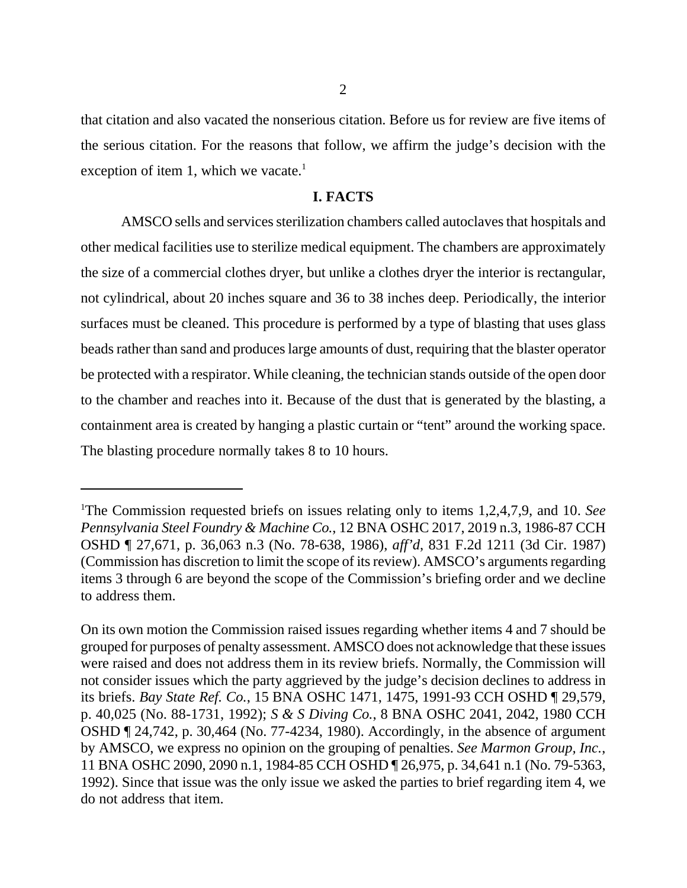that citation and also vacated the nonserious citation. Before us for review are five items of the serious citation. For the reasons that follow, we affirm the judge's decision with the exception of item 1, which we vacate.[1]

## I. FACTS

AMSCO sells and services sterilization chambers called autoclaves that hospitals and other medical facilities use to sterilize medical equipment. The chambers are approximately the size of a commercial clothes dryer, but unlike a clothes dryer the interior is rectangular, not cylindrical, about 20 inches square and 36 to 38 inches deep. Periodically, the interior surfaces must be cleaned. This procedure is performed by a type of blasting that uses glass beads rather than sand and produces large amounts of dust, requiring that the blaster operator be protected with a respirator. While cleaning, the technician stands outside of the open door to the chamber and reaches into it. Because of the dust that is generated by the blasting, a containment area is created by hanging a plastic curtain or "tent" around the working space. The blasting procedure normally takes 8 to 10 hours.

---

[1]The Commission requested briefs on issues relating only to items 1,2,4,7,9, and 10. *See Pennsylvania Steel Foundry & Machine Co.*, 12 BNA OSHC 2017, 2019 n.3, 1986-87 CCH OSHD ¶ 27,671, p. 36,063 n.3 (No. 78-638, 1986), *aff'd*, 831 F.2d 1211 (3d Cir. 1987) (Commission has discretion to limit the scope of its review). AMSCO's arguments regarding items 3 through 6 are beyond the scope of the Commission's briefing order and we decline to address them.

On its own motion the Commission raised issues regarding whether items 4 and 7 should be grouped for purposes of penalty assessment. AMSCO does not acknowledge that these issues were raised and does not address them in its review briefs. Normally, the Commission will not consider issues which the party aggrieved by the judge's decision declines to address in its briefs. *Bay State Ref. Co.*, 15 BNA OSHC 1471, 1475, 1991-93 CCH OSHD ¶ 29,579, p. 40,025 (No. 88-1731, 1992); *S & S Diving Co.*, 8 BNA OSHC 2041, 2042, 1980 CCH OSHD ¶ 24,742, p. 30,464 (No. 77-4234, 1980). Accordingly, in the absence of argument by AMSCO, we express no opinion on the grouping of penalties. *See Marmon Group, Inc.*, 11 BNA OSHC 2090, 2090 n.1, 1984-85 CCH OSHD ¶ 26,975, p. 34,641 n.1 (No. 79-5363, 1992). Since that issue was the only issue we asked the parties to brief regarding item 4, we do not address that item.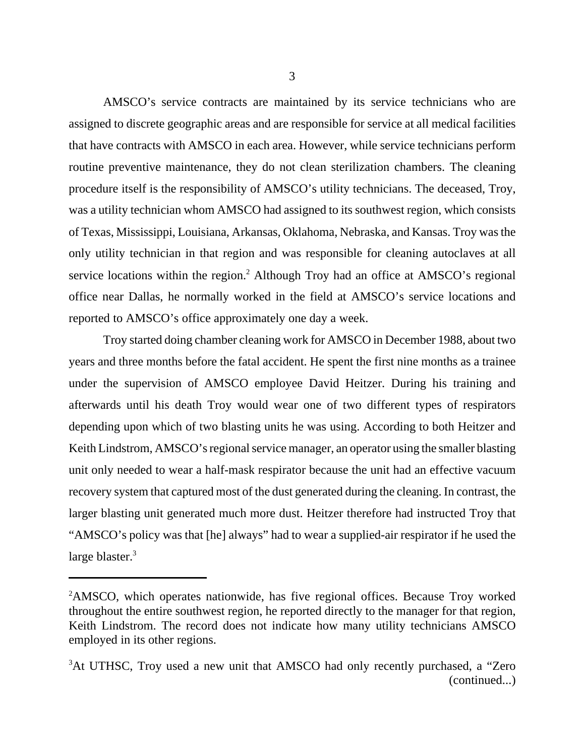AMSCO's service contracts are maintained by its service technicians who are assigned to discrete geographic areas and are responsible for service at all medical facilities that have contracts with AMSCO in each area. However, while service technicians perform routine preventive maintenance, they do not clean sterilization chambers. The cleaning procedure itself is the responsibility of AMSCO's utility technicians. The deceased, Troy, was a utility technician whom AMSCO had assigned to its southwest region, which consists of Texas, Mississippi, Louisiana, Arkansas, Oklahoma, Nebraska, and Kansas. Troy was the only utility technician in that region and was responsible for cleaning autoclaves at all service locations within the region.[2] Although Troy had an office at AMSCO's regional office near Dallas, he normally worked in the field at AMSCO's service locations and reported to AMSCO's office approximately one day a week.

Troy started doing chamber cleaning work for AMSCO in December 1988, about two years and three months before the fatal accident. He spent the first nine months as a trainee under the supervision of AMSCO employee David Heitzer. During his training and afterwards until his death Troy would wear one of two different types of respirators depending upon which of two blasting units he was using. According to both Heitzer and Keith Lindstrom, AMSCO's regional service manager, an operator using the smaller blasting unit only needed to wear a half-mask respirator because the unit had an effective vacuum recovery system that captured most of the dust generated during the cleaning. In contrast, the larger blasting unit generated much more dust. Heitzer therefore had instructed Troy that "AMSCO's policy was that [he] always" had to wear a supplied-air respirator if he used the large blaster.[3]

---

[2]AMSCO, which operates nationwide, has five regional offices. Because Troy worked throughout the entire southwest region, he reported directly to the manager for that region, Keith Lindstrom. The record does not indicate how many utility technicians AMSCO employed in its other regions.

[3]At UTHSC, Troy used a new unit that AMSCO had only recently purchased, a "Zero (continued...)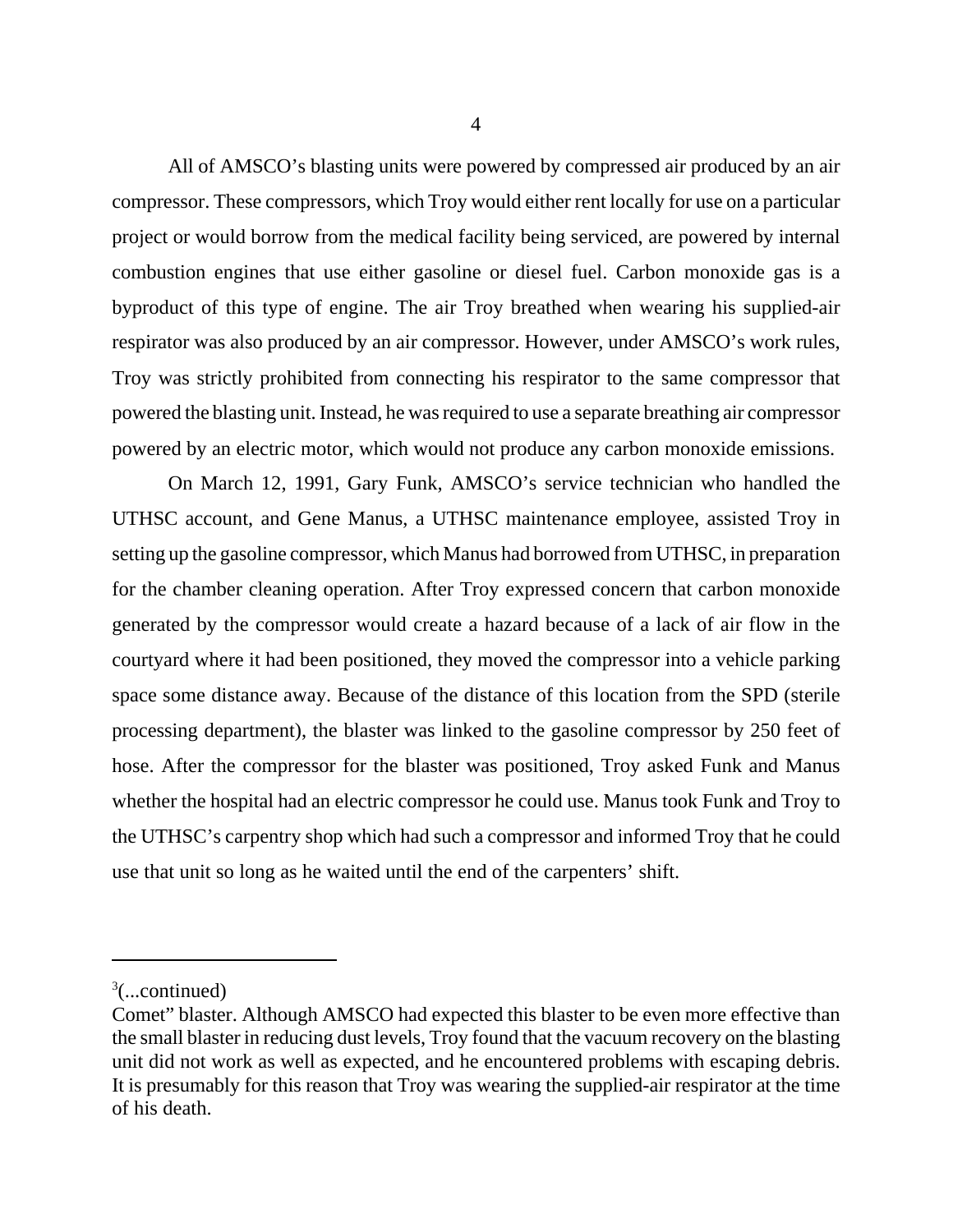All of AMSCO's blasting units were powered by compressed air produced by an air compressor. These compressors, which Troy would either rent locally for use on a particular project or would borrow from the medical facility being serviced, are powered by internal combustion engines that use either gasoline or diesel fuel. Carbon monoxide gas is a byproduct of this type of engine. The air Troy breathed when wearing his supplied-air respirator was also produced by an air compressor. However, under AMSCO's work rules, Troy was strictly prohibited from connecting his respirator to the same compressor that powered the blasting unit. Instead, he was required to use a separate breathing air compressor powered by an electric motor, which would not produce any carbon monoxide emissions.

On March 12, 1991, Gary Funk, AMSCO's service technician who handled the UTHSC account, and Gene Manus, a UTHSC maintenance employee, assisted Troy in setting up the gasoline compressor, which Manus had borrowed from UTHSC, in preparation for the chamber cleaning operation. After Troy expressed concern that carbon monoxide generated by the compressor would create a hazard because of a lack of air flow in the courtyard where it had been positioned, they moved the compressor into a vehicle parking space some distance away. Because of the distance of this location from the SPD (sterile processing department), the blaster was linked to the gasoline compressor by 250 feet of hose. After the compressor for the blaster was positioned, Troy asked Funk and Manus whether the hospital had an electric compressor he could use. Manus took Funk and Troy to the UTHSC's carpentry shop which had such a compressor and informed Troy that he could use that unit so long as he waited until the end of the carpenters' shift.

---

[3](...continued)
Comet" blaster. Although AMSCO had expected this blaster to be even more effective than the small blaster in reducing dust levels, Troy found that the vacuum recovery on the blasting unit did not work as well as expected, and he encountered problems with escaping debris. It is presumably for this reason that Troy was wearing the supplied-air respirator at the time of his death.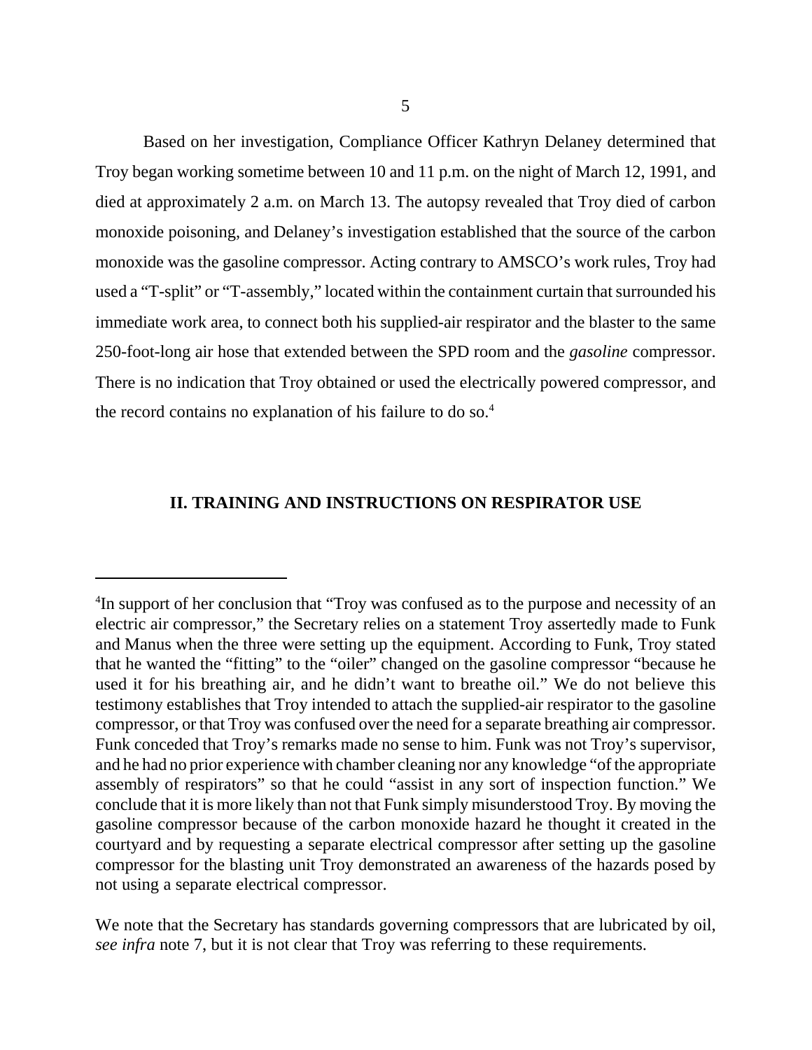Based on her investigation, Compliance Officer Kathryn Delaney determined that Troy began working sometime between 10 and 11 p.m. on the night of March 12, 1991, and died at approximately 2 a.m. on March 13. The autopsy revealed that Troy died of carbon monoxide poisoning, and Delaney's investigation established that the source of the carbon monoxide was the gasoline compressor. Acting contrary to AMSCO's work rules, Troy had used a "T-split" or "T-assembly," located within the containment curtain that surrounded his immediate work area, to connect both his supplied-air respirator and the blaster to the same 250-foot-long air hose that extended between the SPD room and the *gasoline* compressor. There is no indication that Troy obtained or used the electrically powered compressor, and the record contains no explanation of his failure to do so.[4]

## II. TRAINING AND INSTRUCTIONS ON RESPIRATOR USE

---

[4]In support of her conclusion that "Troy was confused as to the purpose and necessity of an electric air compressor," the Secretary relies on a statement Troy assertedly made to Funk and Manus when the three were setting up the equipment. According to Funk, Troy stated that he wanted the "fitting" to the "oiler" changed on the gasoline compressor "because he used it for his breathing air, and he didn't want to breathe oil." We do not believe this testimony establishes that Troy intended to attach the supplied-air respirator to the gasoline compressor, or that Troy was confused over the need for a separate breathing air compressor. Funk conceded that Troy's remarks made no sense to him. Funk was not Troy's supervisor, and he had no prior experience with chamber cleaning nor any knowledge "of the appropriate assembly of respirators" so that he could "assist in any sort of inspection function." We conclude that it is more likely than not that Funk simply misunderstood Troy. By moving the gasoline compressor because of the carbon monoxide hazard he thought it created in the courtyard and by requesting a separate electrical compressor after setting up the gasoline compressor for the blasting unit Troy demonstrated an awareness of the hazards posed by not using a separate electrical compressor.

We note that the Secretary has standards governing compressors that are lubricated by oil, *see infra* note 7, but it is not clear that Troy was referring to these requirements.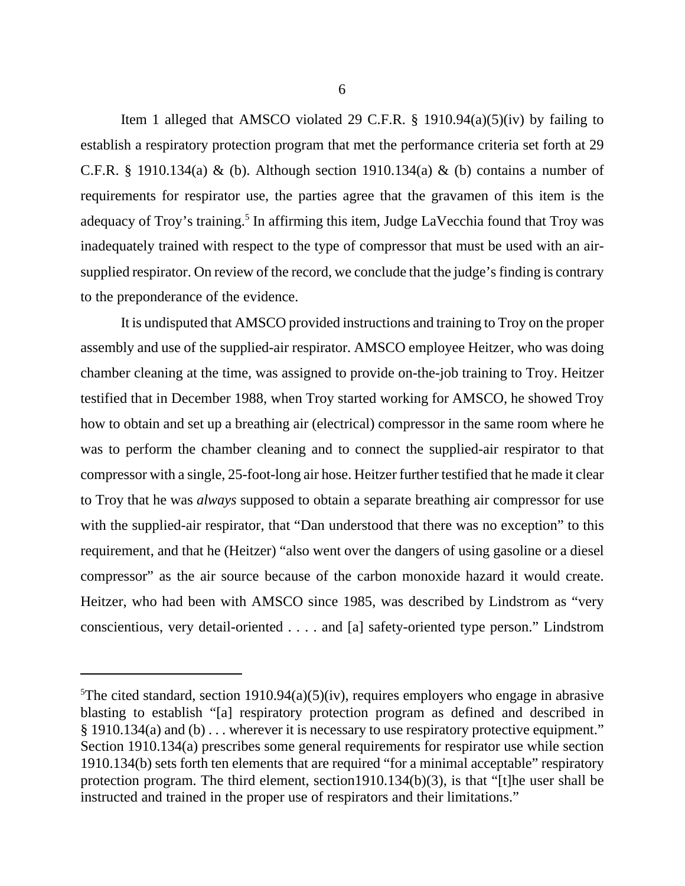Item 1 alleged that AMSCO violated 29 C.F.R. § 1910.94(a)(5)(iv) by failing to establish a respiratory protection program that met the performance criteria set forth at 29 C.F.R. § 1910.134(a) & (b). Although section 1910.134(a) & (b) contains a number of requirements for respirator use, the parties agree that the gravamen of this item is the adequacy of Troy's training.[5] In affirming this item, Judge LaVecchia found that Troy was inadequately trained with respect to the type of compressor that must be used with an air-supplied respirator. On review of the record, we conclude that the judge's finding is contrary to the preponderance of the evidence.

It is undisputed that AMSCO provided instructions and training to Troy on the proper assembly and use of the supplied-air respirator. AMSCO employee Heitzer, who was doing chamber cleaning at the time, was assigned to provide on-the-job training to Troy. Heitzer testified that in December 1988, when Troy started working for AMSCO, he showed Troy how to obtain and set up a breathing air (electrical) compressor in the same room where he was to perform the chamber cleaning and to connect the supplied-air respirator to that compressor with a single, 25-foot-long air hose. Heitzer further testified that he made it clear to Troy that he was *always* supposed to obtain a separate breathing air compressor for use with the supplied-air respirator, that "Dan understood that there was no exception" to this requirement, and that he (Heitzer) "also went over the dangers of using gasoline or a diesel compressor" as the air source because of the carbon monoxide hazard it would create. Heitzer, who had been with AMSCO since 1985, was described by Lindstrom as "very conscientious, very detail-oriented . . . . and [a] safety-oriented type person." Lindstrom

---

[5]The cited standard, section 1910.94(a)(5)(iv), requires employers who engage in abrasive blasting to establish "[a] respiratory protection program as defined and described in § 1910.134(a) and (b) . . . wherever it is necessary to use respiratory protective equipment." Section 1910.134(a) prescribes some general requirements for respirator use while section 1910.134(b) sets forth ten elements that are required "for a minimal acceptable" respiratory protection program. The third element, section1910.134(b)(3), is that "[t]he user shall be instructed and trained in the proper use of respirators and their limitations."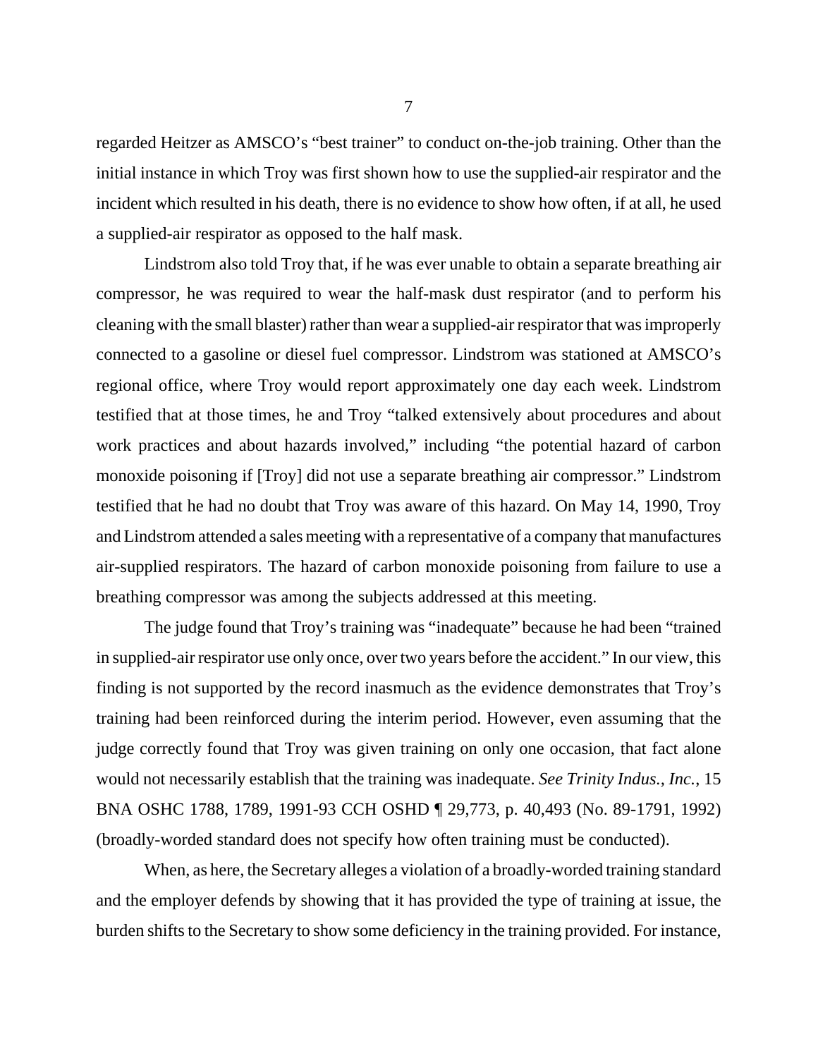regarded Heitzer as AMSCO's "best trainer" to conduct on-the-job training. Other than the initial instance in which Troy was first shown how to use the supplied-air respirator and the incident which resulted in his death, there is no evidence to show how often, if at all, he used a supplied-air respirator as opposed to the half mask.

Lindstrom also told Troy that, if he was ever unable to obtain a separate breathing air compressor, he was required to wear the half-mask dust respirator (and to perform his cleaning with the small blaster) rather than wear a supplied-air respirator that was improperly connected to a gasoline or diesel fuel compressor. Lindstrom was stationed at AMSCO's regional office, where Troy would report approximately one day each week. Lindstrom testified that at those times, he and Troy "talked extensively about procedures and about work practices and about hazards involved," including "the potential hazard of carbon monoxide poisoning if [Troy] did not use a separate breathing air compressor." Lindstrom testified that he had no doubt that Troy was aware of this hazard. On May 14, 1990, Troy and Lindstrom attended a sales meeting with a representative of a company that manufactures air-supplied respirators. The hazard of carbon monoxide poisoning from failure to use a breathing compressor was among the subjects addressed at this meeting.

The judge found that Troy's training was "inadequate" because he had been "trained in supplied-air respirator use only once, over two years before the accident." In our view, this finding is not supported by the record inasmuch as the evidence demonstrates that Troy's training had been reinforced during the interim period. However, even assuming that the judge correctly found that Troy was given training on only one occasion, that fact alone would not necessarily establish that the training was inadequate. *See Trinity Indus., Inc.*, 15 BNA OSHC 1788, 1789, 1991-93 CCH OSHD ¶ 29,773, p. 40,493 (No. 89-1791, 1992) (broadly-worded standard does not specify how often training must be conducted).

When, as here, the Secretary alleges a violation of a broadly-worded training standard and the employer defends by showing that it has provided the type of training at issue, the burden shifts to the Secretary to show some deficiency in the training provided. For instance,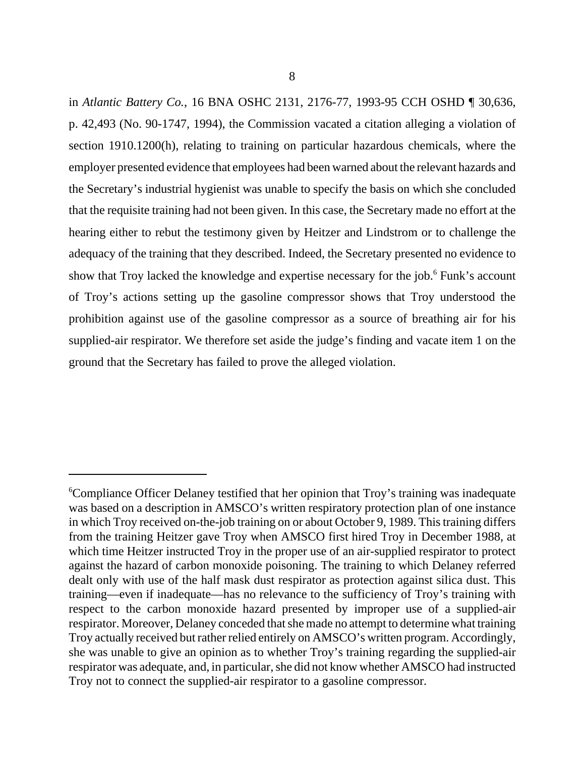in *Atlantic Battery Co.*, 16 BNA OSHC 2131, 2176-77, 1993-95 CCH OSHD ¶ 30,636, p. 42,493 (No. 90-1747, 1994), the Commission vacated a citation alleging a violation of section 1910.1200(h), relating to training on particular hazardous chemicals, where the employer presented evidence that employees had been warned about the relevant hazards and the Secretary's industrial hygienist was unable to specify the basis on which she concluded that the requisite training had not been given. In this case, the Secretary made no effort at the hearing either to rebut the testimony given by Heitzer and Lindstrom or to challenge the adequacy of the training that they described. Indeed, the Secretary presented no evidence to show that Troy lacked the knowledge and expertise necessary for the job.[6] Funk's account of Troy's actions setting up the gasoline compressor shows that Troy understood the prohibition against use of the gasoline compressor as a source of breathing air for his supplied-air respirator. We therefore set aside the judge's finding and vacate item 1 on the ground that the Secretary has failed to prove the alleged violation.

---

[6]Compliance Officer Delaney testified that her opinion that Troy's training was inadequate was based on a description in AMSCO's written respiratory protection plan of one instance in which Troy received on-the-job training on or about October 9, 1989. This training differs from the training Heitzer gave Troy when AMSCO first hired Troy in December 1988, at which time Heitzer instructed Troy in the proper use of an air-supplied respirator to protect against the hazard of carbon monoxide poisoning. The training to which Delaney referred dealt only with use of the half mask dust respirator as protection against silica dust. This training—even if inadequate—has no relevance to the sufficiency of Troy's training with respect to the carbon monoxide hazard presented by improper use of a supplied-air respirator. Moreover, Delaney conceded that she made no attempt to determine what training Troy actually received but rather relied entirely on AMSCO's written program. Accordingly, she was unable to give an opinion as to whether Troy's training regarding the supplied-air respirator was adequate, and, in particular, she did not know whether AMSCO had instructed Troy not to connect the supplied-air respirator to a gasoline compressor.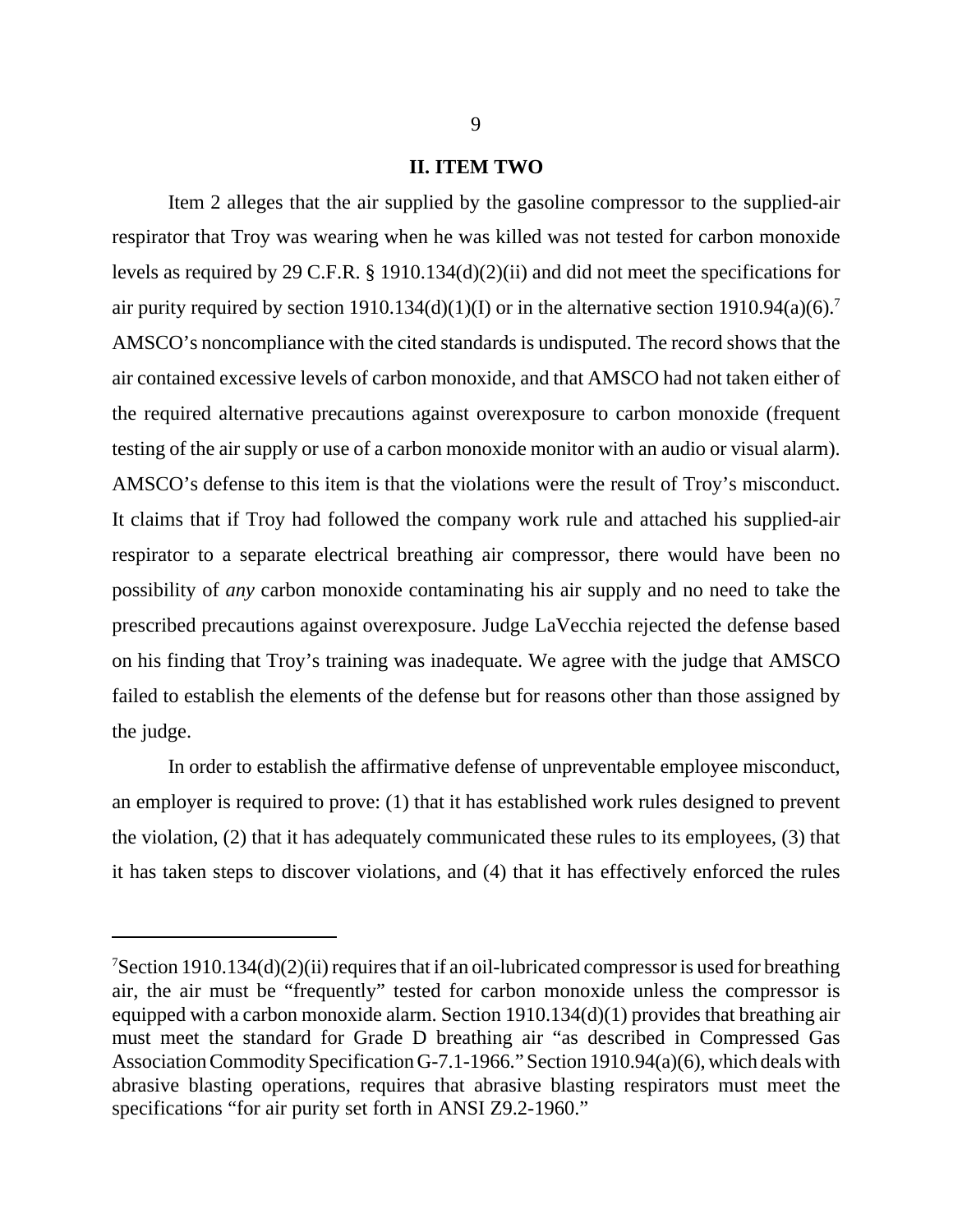## II. ITEM TWO

Item 2 alleges that the air supplied by the gasoline compressor to the supplied-air respirator that Troy was wearing when he was killed was not tested for carbon monoxide levels as required by 29 C.F.R. § 1910.134(d)(2)(ii) and did not meet the specifications for air purity required by section 1910.134(d)(1)(I) or in the alternative section 1910.94(a)(6).[7] AMSCO's noncompliance with the cited standards is undisputed. The record shows that the air contained excessive levels of carbon monoxide, and that AMSCO had not taken either of the required alternative precautions against overexposure to carbon monoxide (frequent testing of the air supply or use of a carbon monoxide monitor with an audio or visual alarm). AMSCO's defense to this item is that the violations were the result of Troy's misconduct. It claims that if Troy had followed the company work rule and attached his supplied-air respirator to a separate electrical breathing air compressor, there would have been no possibility of *any* carbon monoxide contaminating his air supply and no need to take the prescribed precautions against overexposure. Judge LaVecchia rejected the defense based on his finding that Troy's training was inadequate. We agree with the judge that AMSCO failed to establish the elements of the defense but for reasons other than those assigned by the judge.

In order to establish the affirmative defense of unpreventable employee misconduct, an employer is required to prove: (1) that it has established work rules designed to prevent the violation, (2) that it has adequately communicated these rules to its employees, (3) that it has taken steps to discover violations, and (4) that it has effectively enforced the rules

---

[7]Section 1910.134(d)(2)(ii) requires that if an oil-lubricated compressor is used for breathing air, the air must be "frequently" tested for carbon monoxide unless the compressor is equipped with a carbon monoxide alarm. Section 1910.134(d)(1) provides that breathing air must meet the standard for Grade D breathing air "as described in Compressed Gas Association Commodity Specification G-7.1-1966." Section 1910.94(a)(6), which deals with abrasive blasting operations, requires that abrasive blasting respirators must meet the specifications "for air purity set forth in ANSI Z9.2-1960."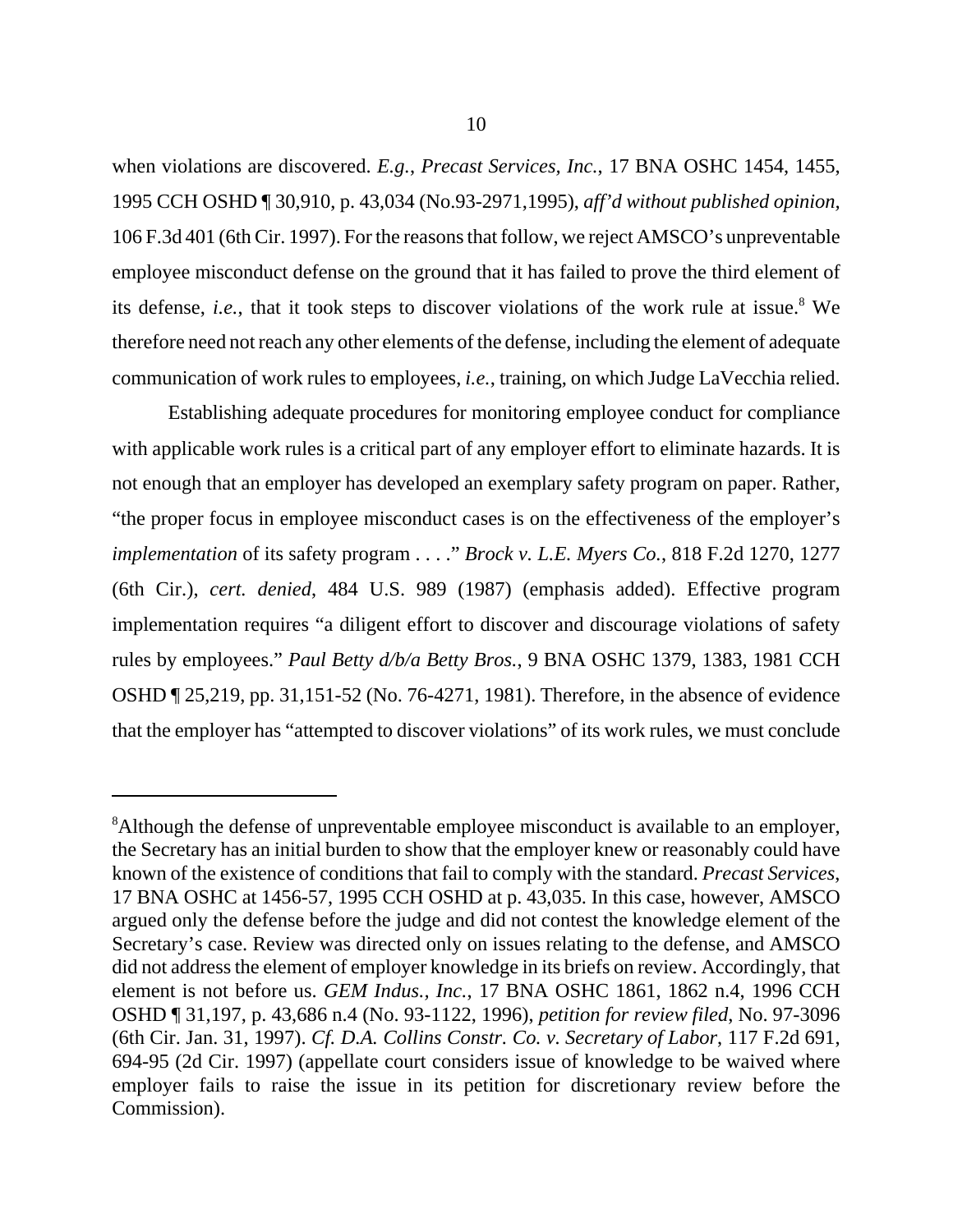when violations are discovered. *E.g.*, *Precast Services, Inc.*, 17 BNA OSHC 1454, 1455, 1995 CCH OSHD ¶ 30,910, p. 43,034 (No.93-2971,1995), *aff'd without published opinion*, 106 F.3d 401 (6th Cir. 1997). For the reasons that follow, we reject AMSCO's unpreventable employee misconduct defense on the ground that it has failed to prove the third element of its defense, *i.e.*, that it took steps to discover violations of the work rule at issue.[8] We therefore need not reach any other elements of the defense, including the element of adequate communication of work rules to employees, *i.e.*, training, on which Judge LaVecchia relied.

Establishing adequate procedures for monitoring employee conduct for compliance with applicable work rules is a critical part of any employer effort to eliminate hazards. It is not enough that an employer has developed an exemplary safety program on paper. Rather, "the proper focus in employee misconduct cases is on the effectiveness of the employer's *implementation* of its safety program . . . ." *Brock v. L.E. Myers Co.*, 818 F.2d 1270, 1277 (6th Cir.), *cert. denied*, 484 U.S. 989 (1987) (emphasis added). Effective program implementation requires "a diligent effort to discover and discourage violations of safety rules by employees." *Paul Betty d/b/a Betty Bros.*, 9 BNA OSHC 1379, 1383, 1981 CCH OSHD ¶ 25,219, pp. 31,151-52 (No. 76-4271, 1981). Therefore, in the absence of evidence that the employer has "attempted to discover violations" of its work rules, we must conclude

---

[8]Although the defense of unpreventable employee misconduct is available to an employer, the Secretary has an initial burden to show that the employer knew or reasonably could have known of the existence of conditions that fail to comply with the standard. *Precast Services*, 17 BNA OSHC at 1456-57, 1995 CCH OSHD at p. 43,035. In this case, however, AMSCO argued only the defense before the judge and did not contest the knowledge element of the Secretary's case. Review was directed only on issues relating to the defense, and AMSCO did not address the element of employer knowledge in its briefs on review. Accordingly, that element is not before us. *GEM Indus., Inc.*, 17 BNA OSHC 1861, 1862 n.4, 1996 CCH OSHD ¶ 31,197, p. 43,686 n.4 (No. 93-1122, 1996), *petition for review filed*, No. 97-3096 (6th Cir. Jan. 31, 1997). *Cf. D.A. Collins Constr. Co. v. Secretary of Labor*, 117 F.2d 691, 694-95 (2d Cir. 1997) (appellate court considers issue of knowledge to be waived where employer fails to raise the issue in its petition for discretionary review before the Commission).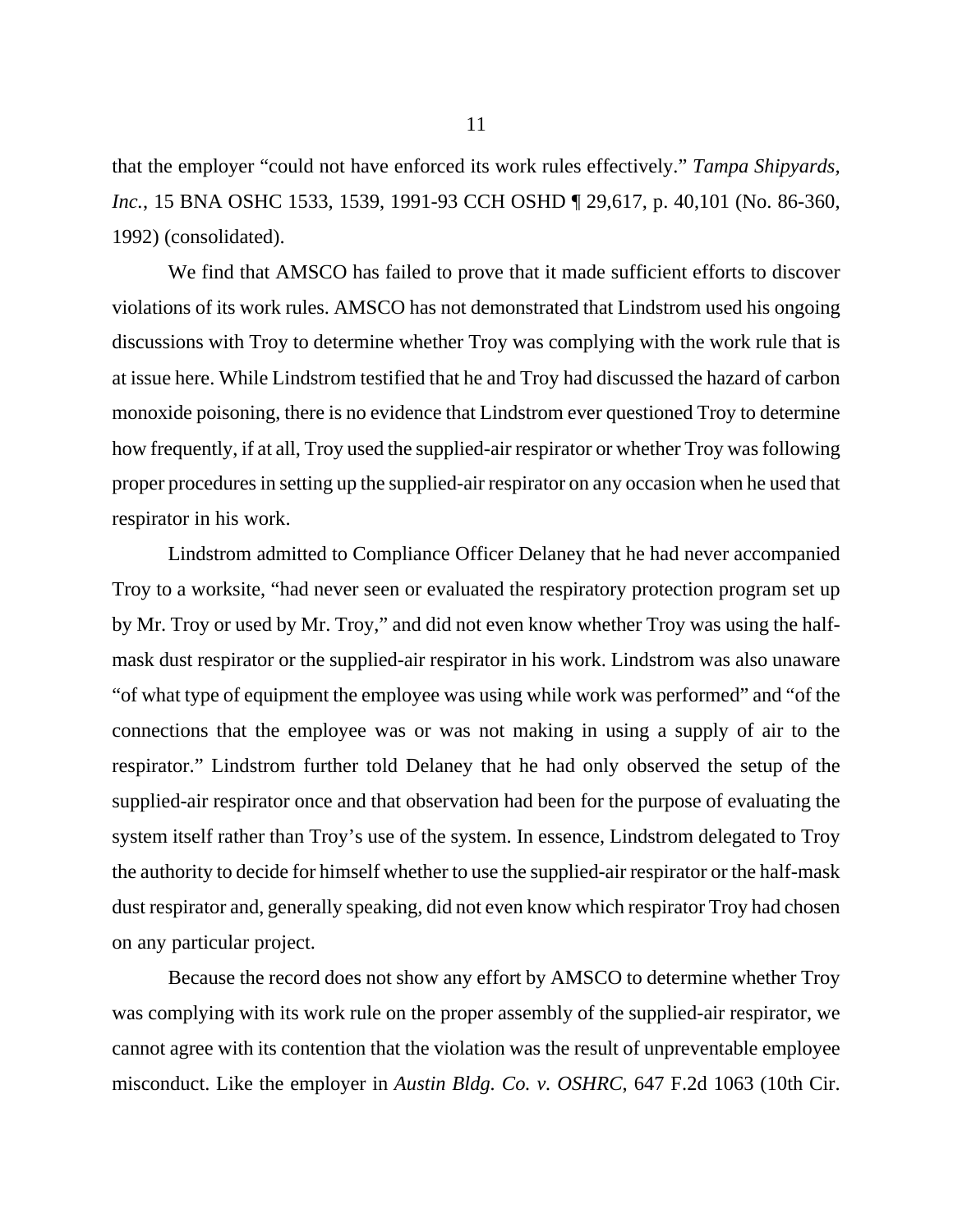that the employer "could not have enforced its work rules effectively." *Tampa Shipyards, Inc.*, 15 BNA OSHC 1533, 1539, 1991-93 CCH OSHD ¶ 29,617, p. 40,101 (No. 86-360, 1992) (consolidated).

We find that AMSCO has failed to prove that it made sufficient efforts to discover violations of its work rules. AMSCO has not demonstrated that Lindstrom used his ongoing discussions with Troy to determine whether Troy was complying with the work rule that is at issue here. While Lindstrom testified that he and Troy had discussed the hazard of carbon monoxide poisoning, there is no evidence that Lindstrom ever questioned Troy to determine how frequently, if at all, Troy used the supplied-air respirator or whether Troy was following proper procedures in setting up the supplied-air respirator on any occasion when he used that respirator in his work.

Lindstrom admitted to Compliance Officer Delaney that he had never accompanied Troy to a worksite, "had never seen or evaluated the respiratory protection program set up by Mr. Troy or used by Mr. Troy," and did not even know whether Troy was using the half-mask dust respirator or the supplied-air respirator in his work. Lindstrom was also unaware "of what type of equipment the employee was using while work was performed" and "of the connections that the employee was or was not making in using a supply of air to the respirator." Lindstrom further told Delaney that he had only observed the setup of the supplied-air respirator once and that observation had been for the purpose of evaluating the system itself rather than Troy's use of the system. In essence, Lindstrom delegated to Troy the authority to decide for himself whether to use the supplied-air respirator or the half-mask dust respirator and, generally speaking, did not even know which respirator Troy had chosen on any particular project.

Because the record does not show any effort by AMSCO to determine whether Troy was complying with its work rule on the proper assembly of the supplied-air respirator, we cannot agree with its contention that the violation was the result of unpreventable employee misconduct. Like the employer in *Austin Bldg. Co. v. OSHRC*, 647 F.2d 1063 (10th Cir.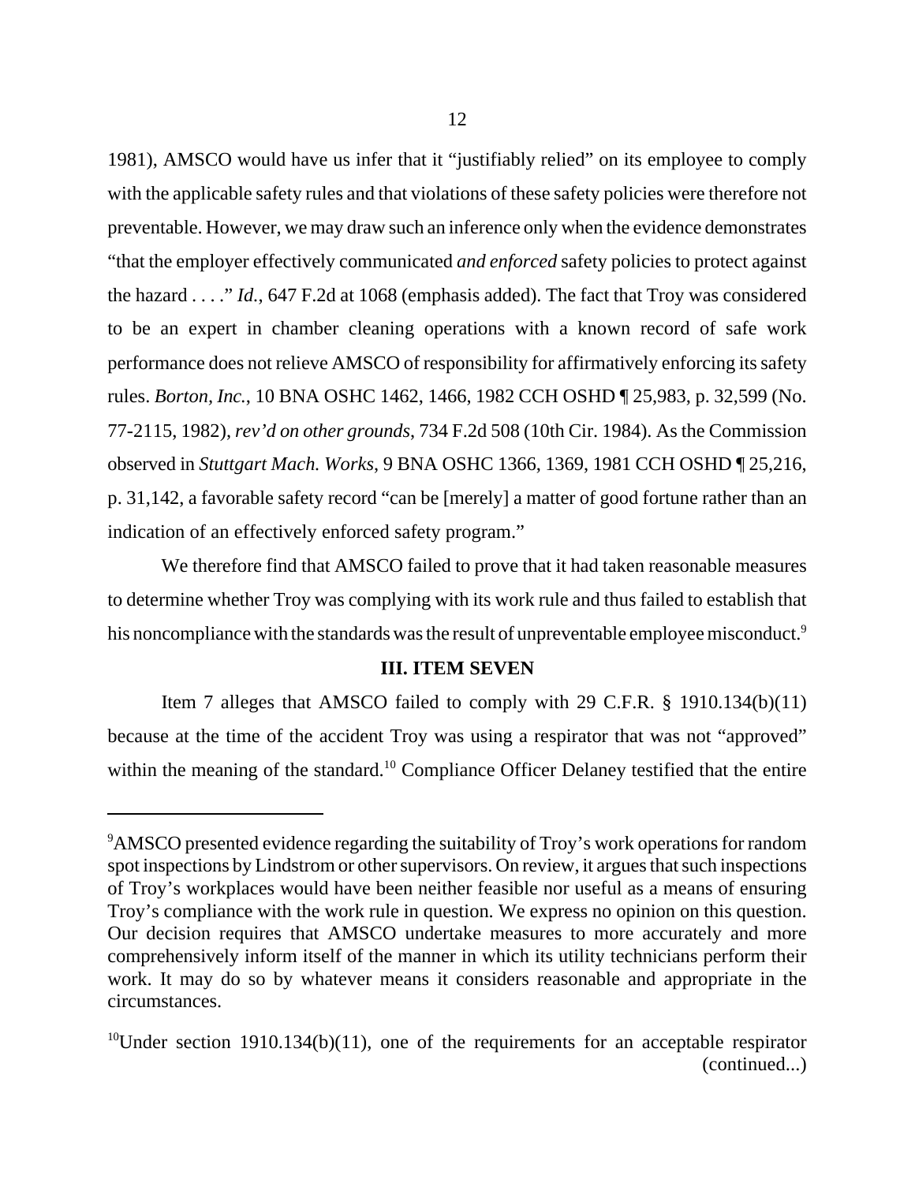1981), AMSCO would have us infer that it "justifiably relied" on its employee to comply with the applicable safety rules and that violations of these safety policies were therefore not preventable. However, we may draw such an inference only when the evidence demonstrates "that the employer effectively communicated *and enforced* safety policies to protect against the hazard . . . ." *Id.*, 647 F.2d at 1068 (emphasis added). The fact that Troy was considered to be an expert in chamber cleaning operations with a known record of safe work performance does not relieve AMSCO of responsibility for affirmatively enforcing its safety rules. *Borton, Inc.*, 10 BNA OSHC 1462, 1466, 1982 CCH OSHD ¶ 25,983, p. 32,599 (No. 77-2115, 1982), *rev'd on other grounds*, 734 F.2d 508 (10th Cir. 1984). As the Commission observed in *Stuttgart Mach. Works*, 9 BNA OSHC 1366, 1369, 1981 CCH OSHD ¶ 25,216, p. 31,142, a favorable safety record "can be [merely] a matter of good fortune rather than an indication of an effectively enforced safety program."

We therefore find that AMSCO failed to prove that it had taken reasonable measures to determine whether Troy was complying with its work rule and thus failed to establish that his noncompliance with the standards was the result of unpreventable employee misconduct.[9]

## III. ITEM SEVEN

Item 7 alleges that AMSCO failed to comply with 29 C.F.R. § 1910.134(b)(11) because at the time of the accident Troy was using a respirator that was not "approved" within the meaning of the standard.[10] Compliance Officer Delaney testified that the entire

---

[9]AMSCO presented evidence regarding the suitability of Troy's work operations for random spot inspections by Lindstrom or other supervisors. On review, it argues that such inspections of Troy's workplaces would have been neither feasible nor useful as a means of ensuring Troy's compliance with the work rule in question. We express no opinion on this question. Our decision requires that AMSCO undertake measures to more accurately and more comprehensively inform itself of the manner in which its utility technicians perform their work. It may do so by whatever means it considers reasonable and appropriate in the circumstances.

[10]Under section 1910.134(b)(11), one of the requirements for an acceptable respirator (continued...)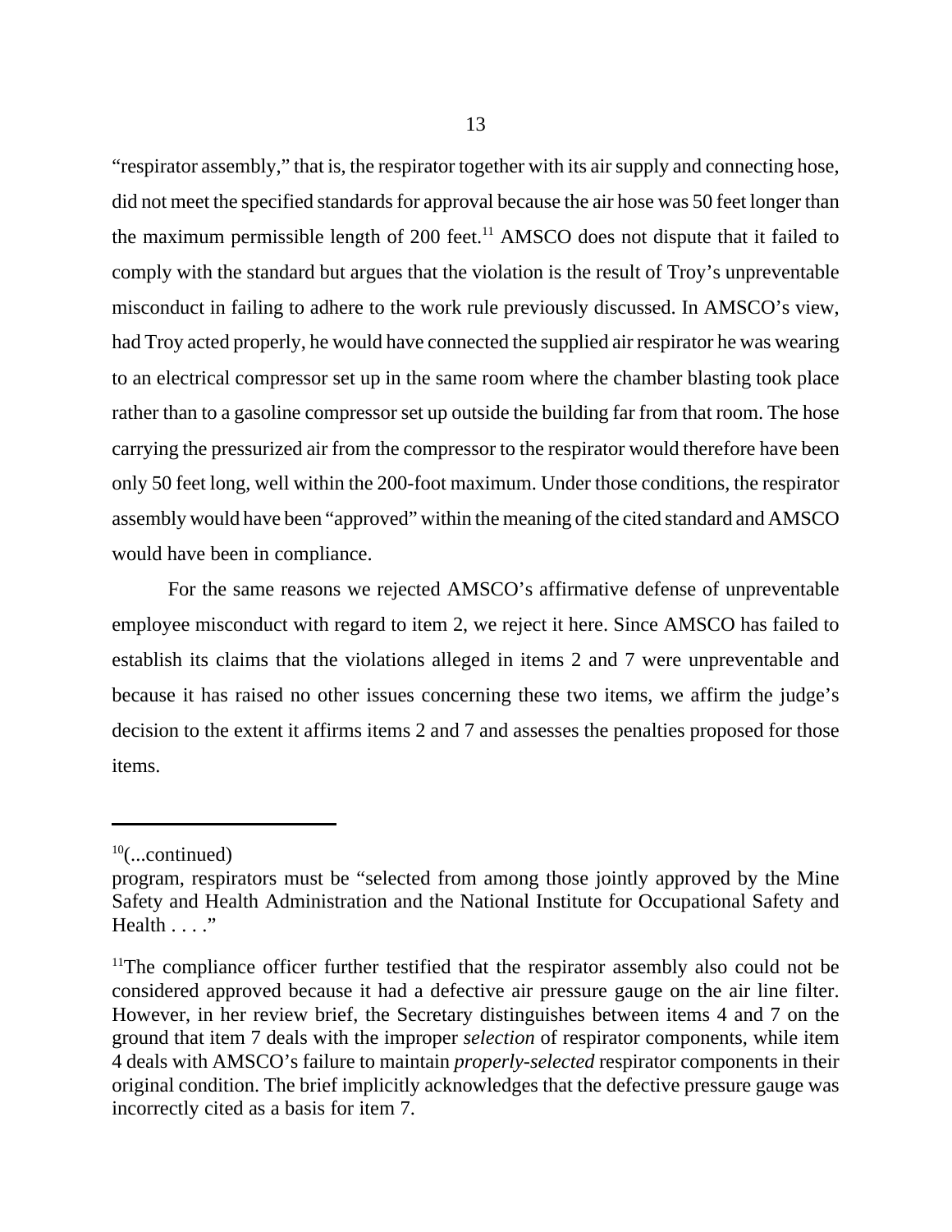"respirator assembly," that is, the respirator together with its air supply and connecting hose, did not meet the specified standards for approval because the air hose was 50 feet longer than the maximum permissible length of 200 feet.[11] AMSCO does not dispute that it failed to comply with the standard but argues that the violation is the result of Troy's unpreventable misconduct in failing to adhere to the work rule previously discussed. In AMSCO's view, had Troy acted properly, he would have connected the supplied air respirator he was wearing to an electrical compressor set up in the same room where the chamber blasting took place rather than to a gasoline compressor set up outside the building far from that room. The hose carrying the pressurized air from the compressor to the respirator would therefore have been only 50 feet long, well within the 200-foot maximum. Under those conditions, the respirator assembly would have been "approved" within the meaning of the cited standard and AMSCO would have been in compliance.

For the same reasons we rejected AMSCO's affirmative defense of unpreventable employee misconduct with regard to item 2, we reject it here. Since AMSCO has failed to establish its claims that the violations alleged in items 2 and 7 were unpreventable and because it has raised no other issues concerning these two items, we affirm the judge's decision to the extent it affirms items 2 and 7 and assesses the penalties proposed for those items.

---

[10](...continued)
program, respirators must be "selected from among those jointly approved by the Mine Safety and Health Administration and the National Institute for Occupational Safety and Health . . . ."

[11]The compliance officer further testified that the respirator assembly also could not be considered approved because it had a defective air pressure gauge on the air line filter. However, in her review brief, the Secretary distinguishes between items 4 and 7 on the ground that item 7 deals with the improper *selection* of respirator components, while item 4 deals with AMSCO's failure to maintain *properly-selected* respirator components in their original condition. The brief implicitly acknowledges that the defective pressure gauge was incorrectly cited as a basis for item 7.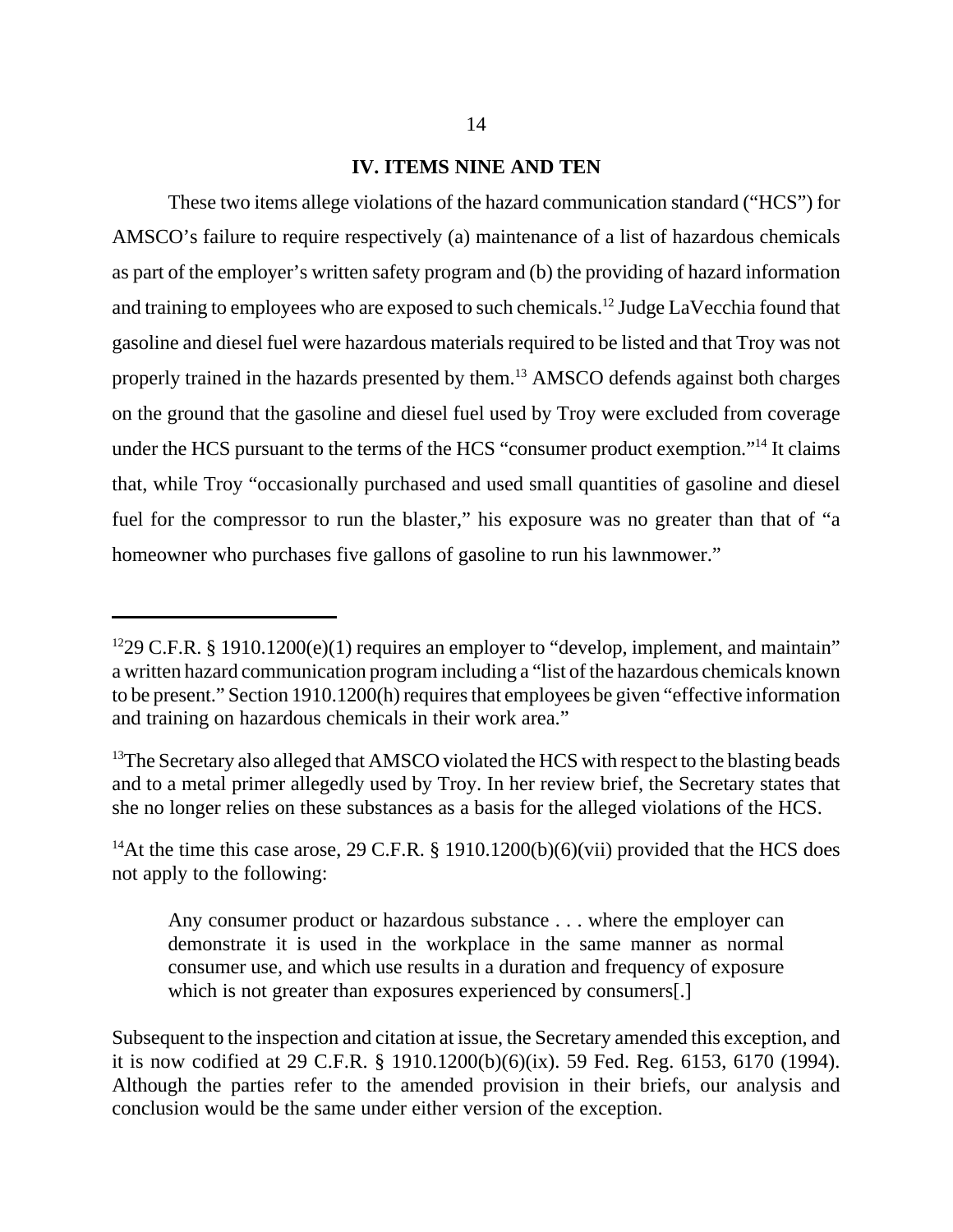## IV. ITEMS NINE AND TEN

These two items allege violations of the hazard communication standard ("HCS") for AMSCO's failure to require respectively (a) maintenance of a list of hazardous chemicals as part of the employer's written safety program and (b) the providing of hazard information and training to employees who are exposed to such chemicals.[12] Judge LaVecchia found that gasoline and diesel fuel were hazardous materials required to be listed and that Troy was not properly trained in the hazards presented by them.[13] AMSCO defends against both charges on the ground that the gasoline and diesel fuel used by Troy were excluded from coverage under the HCS pursuant to the terms of the HCS "consumer product exemption."[14] It claims that, while Troy "occasionally purchased and used small quantities of gasoline and diesel fuel for the compressor to run the blaster," his exposure was no greater than that of "a homeowner who purchases five gallons of gasoline to run his lawnmower."

---

[12]29 C.F.R. § 1910.1200(e)(1) requires an employer to "develop, implement, and maintain" a written hazard communication program including a "list of the hazardous chemicals known to be present." Section 1910.1200(h) requires that employees be given "effective information and training on hazardous chemicals in their work area."

[13]The Secretary also alleged that AMSCO violated the HCS with respect to the blasting beads and to a metal primer allegedly used by Troy. In her review brief, the Secretary states that she no longer relies on these substances as a basis for the alleged violations of the HCS.

[14]At the time this case arose, 29 C.F.R. § 1910.1200(b)(6)(vii) provided that the HCS does not apply to the following:

> Any consumer product or hazardous substance . . . where the employer can demonstrate it is used in the workplace in the same manner as normal consumer use, and which use results in a duration and frequency of exposure which is not greater than exposures experienced by consumers[.]

Subsequent to the inspection and citation at issue, the Secretary amended this exception, and it is now codified at 29 C.F.R. § 1910.1200(b)(6)(ix). 59 Fed. Reg. 6153, 6170 (1994). Although the parties refer to the amended provision in their briefs, our analysis and conclusion would be the same under either version of the exception.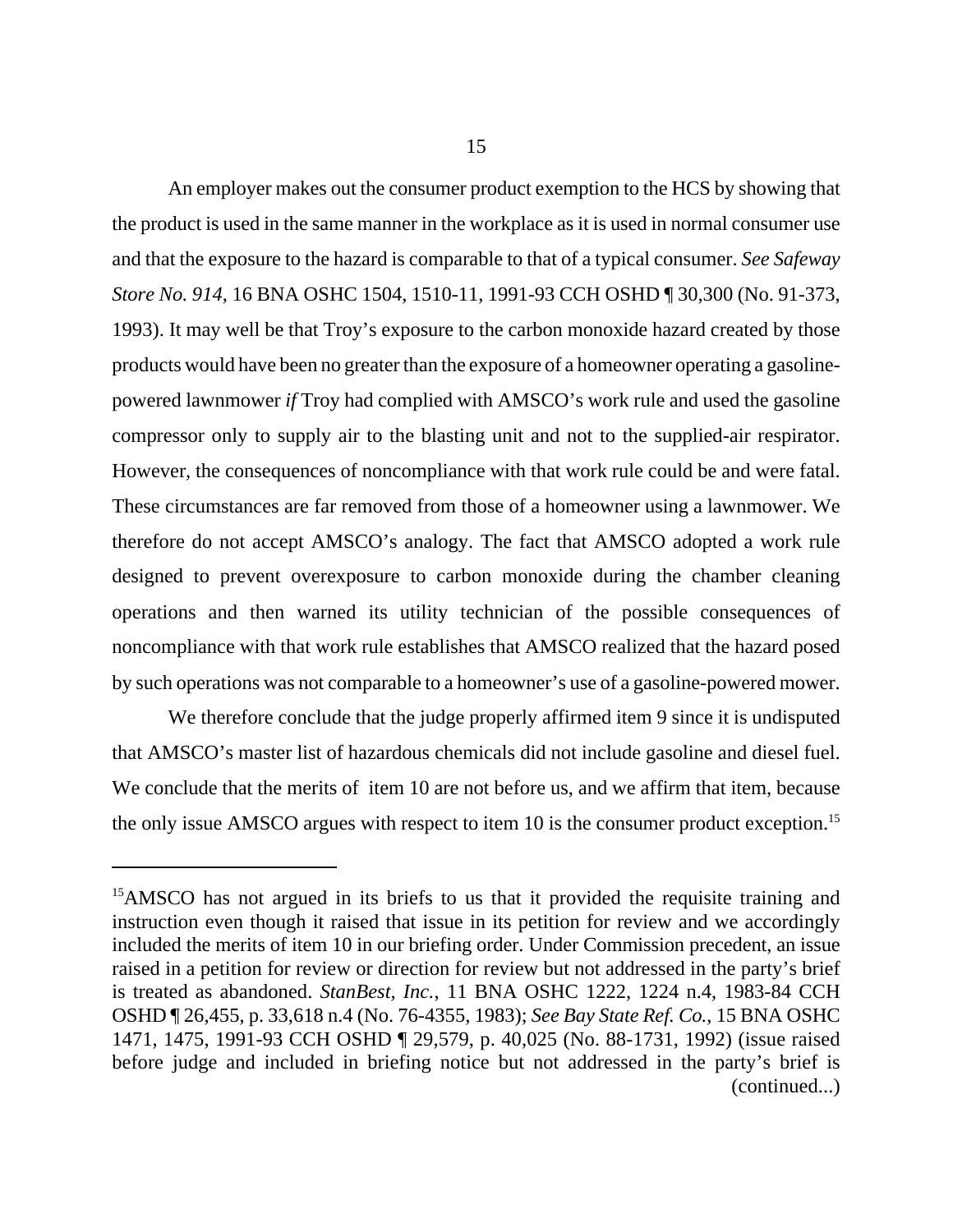An employer makes out the consumer product exemption to the HCS by showing that the product is used in the same manner in the workplace as it is used in normal consumer use and that the exposure to the hazard is comparable to that of a typical consumer. *See Safeway Store No. 914*, 16 BNA OSHC 1504, 1510-11, 1991-93 CCH OSHD ¶ 30,300 (No. 91-373, 1993). It may well be that Troy's exposure to the carbon monoxide hazard created by those products would have been no greater than the exposure of a homeowner operating a gasoline-powered lawnmower *if* Troy had complied with AMSCO's work rule and used the gasoline compressor only to supply air to the blasting unit and not to the supplied-air respirator. However, the consequences of noncompliance with that work rule could be and were fatal. These circumstances are far removed from those of a homeowner using a lawnmower. We therefore do not accept AMSCO's analogy. The fact that AMSCO adopted a work rule designed to prevent overexposure to carbon monoxide during the chamber cleaning operations and then warned its utility technician of the possible consequences of noncompliance with that work rule establishes that AMSCO realized that the hazard posed by such operations was not comparable to a homeowner's use of a gasoline-powered mower.

We therefore conclude that the judge properly affirmed item 9 since it is undisputed that AMSCO's master list of hazardous chemicals did not include gasoline and diesel fuel. We conclude that the merits of item 10 are not before us, and we affirm that item, because the only issue AMSCO argues with respect to item 10 is the consumer product exception.[15]

---

[15]AMSCO has not argued in its briefs to us that it provided the requisite training and instruction even though it raised that issue in its petition for review and we accordingly included the merits of item 10 in our briefing order. Under Commission precedent, an issue raised in a petition for review or direction for review but not addressed in the party's brief is treated as abandoned. *StanBest, Inc.*, 11 BNA OSHC 1222, 1224 n.4, 1983-84 CCH OSHD ¶ 26,455, p. 33,618 n.4 (No. 76-4355, 1983); *See Bay State Ref. Co.*, 15 BNA OSHC 1471, 1475, 1991-93 CCH OSHD ¶ 29,579, p. 40,025 (No. 88-1731, 1992) (issue raised before judge and included in briefing notice but not addressed in the party's brief is (continued...)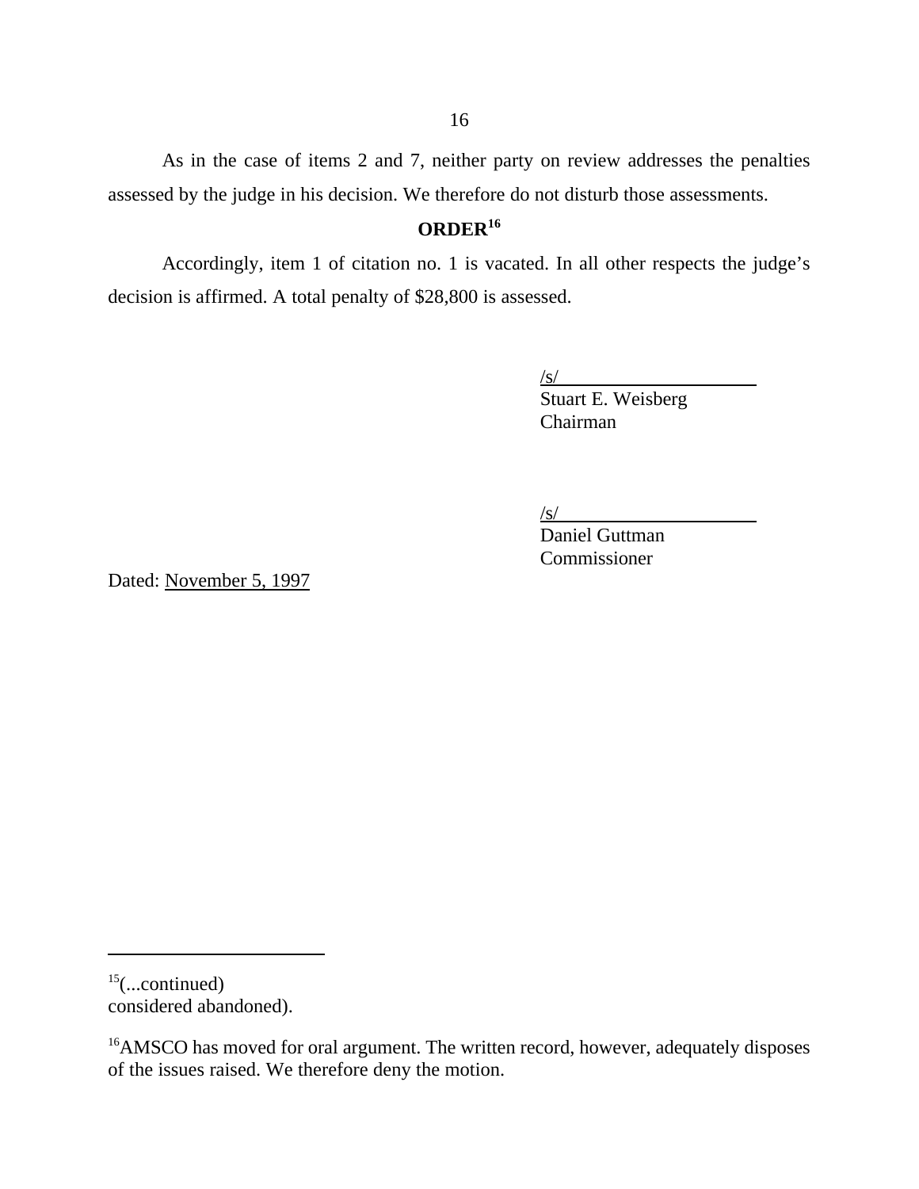As in the case of items 2 and 7, neither party on review addresses the penalties assessed by the judge in his decision. We therefore do not disturb those assessments.

## ORDER[16]

Accordingly, item 1 of citation no. 1 is vacated. In all other respects the judge's decision is affirmed. A total penalty of $28,800 is assessed.

/s/
Stuart E. Weisberg
Chairman

/s/
Daniel Guttman
Commissioner

Dated: November 5, 1997

---

[15](...continued)
considered abandoned).

[16]AMSCO has moved for oral argument. The written record, however, adequately disposes of the issues raised. We therefore deny the motion.